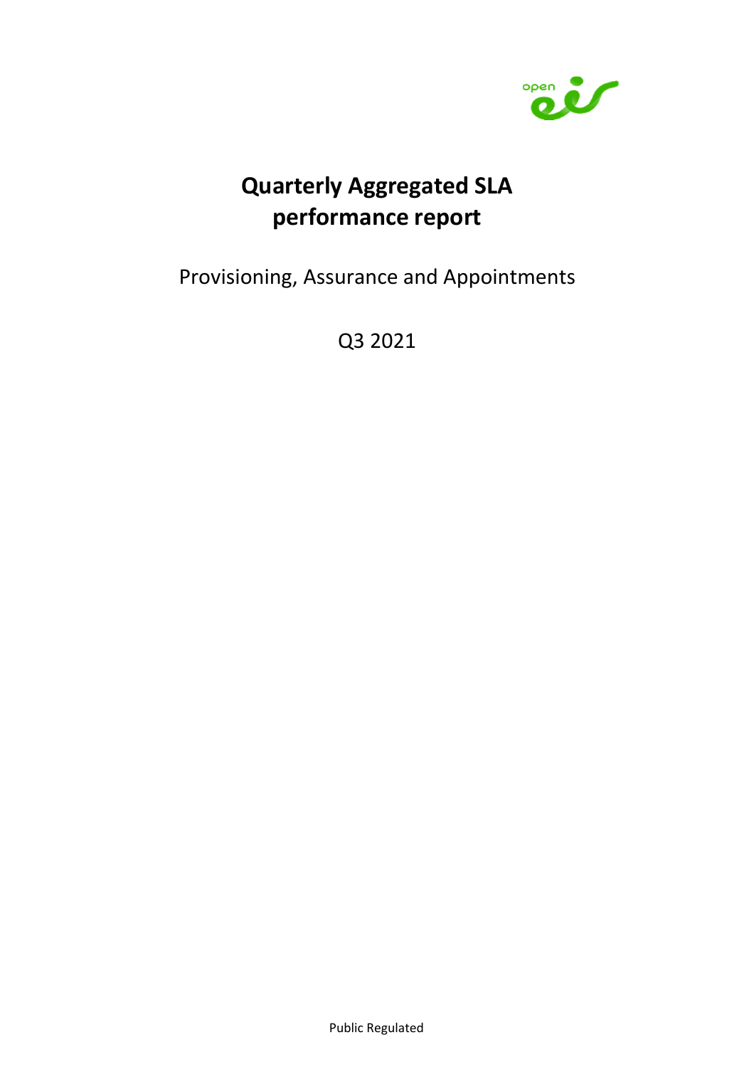# Quarterly Aggregated SLA performance report

Provisioning, Assurance and Appointments

Q3 2021

Public Regulated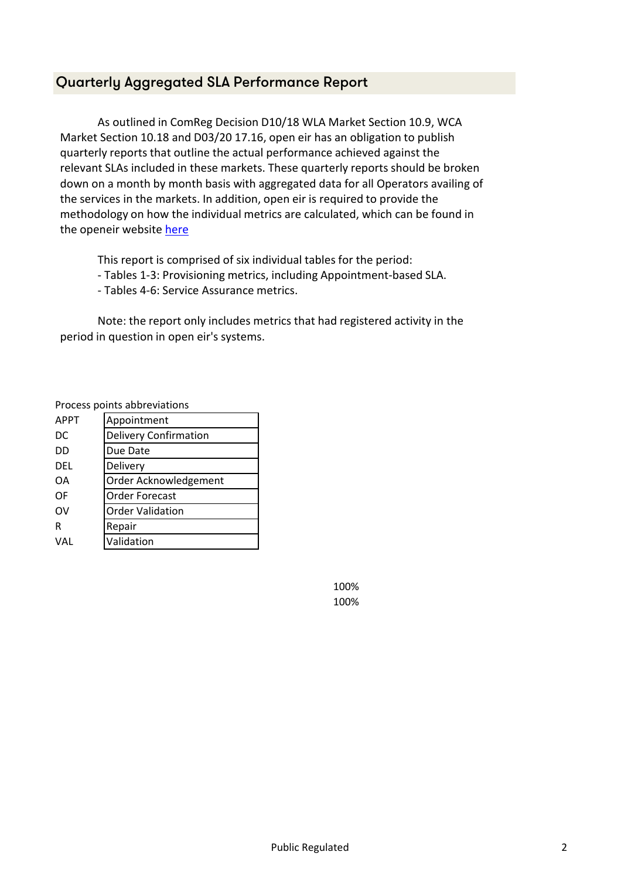## Quarterly Aggregated SLA Performance Report

As outlined in ComReg Decision D10/18 WLA Market Section 10.9, WCA Market Section 10.18 and D03/20 17.16, open eir has an obligation to publish quarterly reports that outline the actual performance achieved against the relevant SLAs included in these markets. These quarterly reports should be broken down on a month by month basis with aggregated data for all Operators availing of the services in the markets. In addition, open eir is required to provide the methodology on how the individual metrics are calculated, which can be found in the openeir website here

This report is comprised of six individual tables for the period:
- Tables 1-3: Provisioning metrics, including Appointment-based SLA.
- Tables 4-6: Service Assurance metrics.

Note: the report only includes metrics that had registered activity in the period in question in open eir's systems.

Process points abbreviations

| | |
|---|---|
| APPT | Appointment |
| DC | Delivery Confirmation |
| DD | Due Date |
| DEL | Delivery |
| OA | Order Acknowledgement |
| OF | Order Forecast |
| OV | Order Validation |
| R | Repair |
| VAL | Validation |

100%
100%

Public Regulated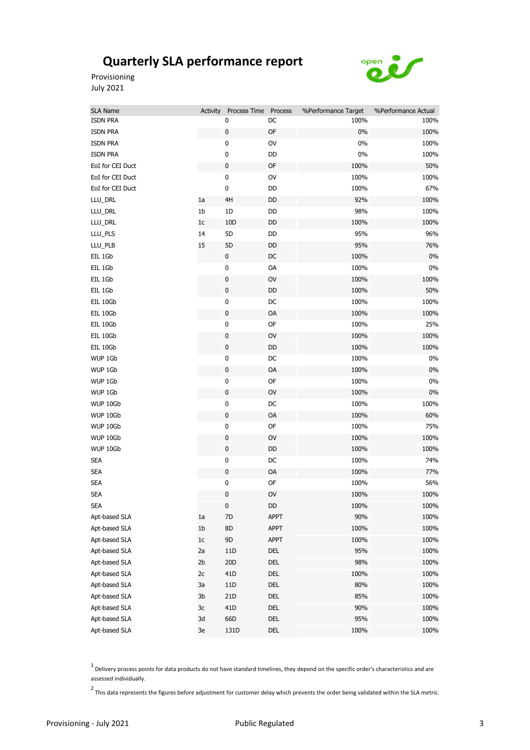# Quarterly SLA performance report

Provisioning
July 2021

| SLA Name | Activity | Process Time | Process | %Performance Target | %Performance Actual |
|---|---|---|---|---|---|
| ISDN PRA | | 0 | DC | 100% | 100% |
| ISDN PRA | | 0 | OF | 0% | 100% |
| ISDN PRA | | 0 | OV | 0% | 100% |
| ISDN PRA | | 0 | DD | 0% | 100% |
| EoI for CEI Duct | | 0 | OF | 100% | 50% |
| EoI for CEI Duct | | 0 | OV | 100% | 100% |
| EoI for CEI Duct | | 0 | DD | 100% | 67% |
| LLU_DRL | 1a | 4H | DD | 92% | 100% |
| LLU_DRL | 1b | 1D | DD | 98% | 100% |
| LLU_DRL | 1c | 10D | DD | 100% | 100% |
| LLU_PLS | 14 | 5D | DD | 95% | 96% |
| LLU_PLB | 15 | 5D | DD | 95% | 76% |
| EIL 1Gb | | 0 | DC | 100% | 0% |
| EIL 1Gb | | 0 | OA | 100% | 0% |
| EIL 1Gb | | 0 | OV | 100% | 100% |
| EIL 1Gb | | 0 | DD | 100% | 50% |
| EIL 10Gb | | 0 | DC | 100% | 100% |
| EIL 10Gb | | 0 | OA | 100% | 100% |
| EIL 10Gb | | 0 | OF | 100% | 25% |
| EIL 10Gb | | 0 | OV | 100% | 100% |
| EIL 10Gb | | 0 | DD | 100% | 100% |
| WUP 1Gb | | 0 | DC | 100% | 0% |
| WUP 1Gb | | 0 | OA | 100% | 0% |
| WUP 1Gb | | 0 | OF | 100% | 0% |
| WUP 1Gb | | 0 | OV | 100% | 0% |
| WUP 10Gb | | 0 | DC | 100% | 100% |
| WUP 10Gb | | 0 | OA | 100% | 60% |
| WUP 10Gb | | 0 | OF | 100% | 75% |
| WUP 10Gb | | 0 | OV | 100% | 100% |
| WUP 10Gb | | 0 | DD | 100% | 100% |
| SEA | | 0 | DC | 100% | 74% |
| SEA | | 0 | OA | 100% | 77% |
| SEA | | 0 | OF | 100% | 56% |
| SEA | | 0 | OV | 100% | 100% |
| SEA | | 0 | DD | 100% | 100% |
| Apt-based SLA | 1a | 7D | APPT | 90% | 100% |
| Apt-based SLA | 1b | 8D | APPT | 100% | 100% |
| Apt-based SLA | 1c | 9D | APPT | 100% | 100% |
| Apt-based SLA | 2a | 11D | DEL | 95% | 100% |
| Apt-based SLA | 2b | 20D | DEL | 98% | 100% |
| Apt-based SLA | 2c | 41D | DEL | 100% | 100% |
| Apt-based SLA | 3a | 11D | DEL | 80% | 100% |
| Apt-based SLA | 3b | 21D | DEL | 85% | 100% |
| Apt-based SLA | 3c | 41D | DEL | 90% | 100% |
| Apt-based SLA | 3d | 66D | DEL | 95% | 100% |
| Apt-based SLA | 3e | 131D | DEL | 100% | 100% |

[1] Delivery process points for data products do not have standard timelines, they depend on the specific order's characteristics and are assessed individually.

[2] This data represents the figures before adjustment for customer delay which prevents the order being validated within the SLA metric.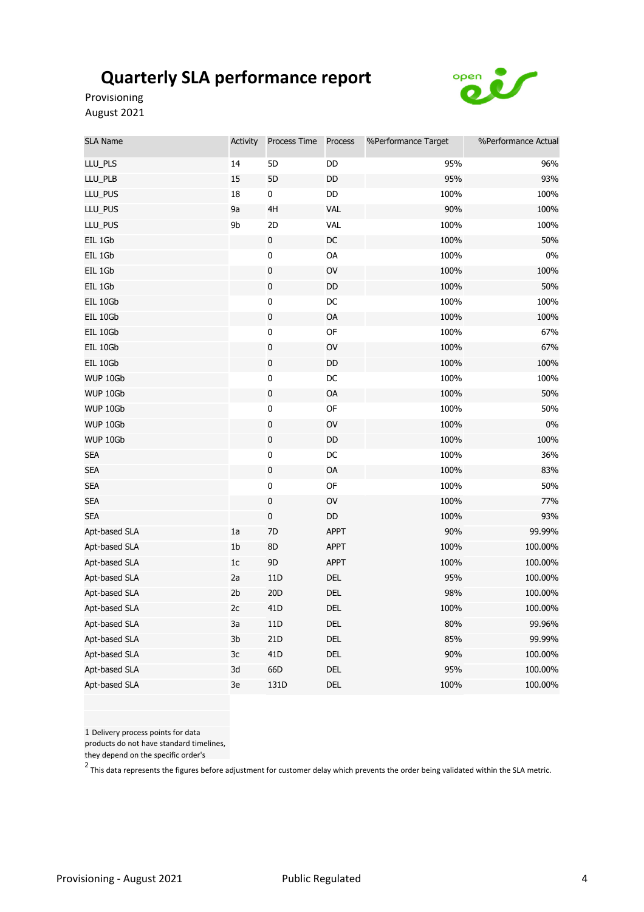# Quarterly SLA performance report

Provisioning
August 2021

| SLA Name | Activity | Process Time | Process | %Performance Target | %Performance Actual |
|---|---|---|---|---|---|
| LLU_PLS | 14 | 5D | DD | 95% | 96% |
| LLU_PLB | 15 | 5D | DD | 95% | 93% |
| LLU_PUS | 18 | 0 | DD | 100% | 100% |
| LLU_PUS | 9a | 4H | VAL | 90% | 100% |
| LLU_PUS | 9b | 2D | VAL | 100% | 100% |
| EIL 1Gb | | 0 | DC | 100% | 50% |
| EIL 1Gb | | 0 | OA | 100% | 0% |
| EIL 1Gb | | 0 | OV | 100% | 100% |
| EIL 1Gb | | 0 | DD | 100% | 50% |
| EIL 10Gb | | 0 | DC | 100% | 100% |
| EIL 10Gb | | 0 | OA | 100% | 100% |
| EIL 10Gb | | 0 | OF | 100% | 67% |
| EIL 10Gb | | 0 | OV | 100% | 67% |
| EIL 10Gb | | 0 | DD | 100% | 100% |
| WUP 10Gb | | 0 | DC | 100% | 100% |
| WUP 10Gb | | 0 | OA | 100% | 50% |
| WUP 10Gb | | 0 | OF | 100% | 50% |
| WUP 10Gb | | 0 | OV | 100% | 0% |
| WUP 10Gb | | 0 | DD | 100% | 100% |
| SEA | | 0 | DC | 100% | 36% |
| SEA | | 0 | OA | 100% | 83% |
| SEA | | 0 | OF | 100% | 50% |
| SEA | | 0 | OV | 100% | 77% |
| SEA | | 0 | DD | 100% | 93% |
| Apt-based SLA | 1a | 7D | APPT | 90% | 99.99% |
| Apt-based SLA | 1b | 8D | APPT | 100% | 100.00% |
| Apt-based SLA | 1c | 9D | APPT | 100% | 100.00% |
| Apt-based SLA | 2a | 11D | DEL | 95% | 100.00% |
| Apt-based SLA | 2b | 20D | DEL | 98% | 100.00% |
| Apt-based SLA | 2c | 41D | DEL | 100% | 100.00% |
| Apt-based SLA | 3a | 11D | DEL | 80% | 99.96% |
| Apt-based SLA | 3b | 21D | DEL | 85% | 99.99% |
| Apt-based SLA | 3c | 41D | DEL | 90% | 100.00% |
| Apt-based SLA | 3d | 66D | DEL | 95% | 100.00% |
| Apt-based SLA | 3e | 131D | DEL | 100% | 100.00% |

1 Delivery process points for data products do not have standard timelines, they depend on the specific order's

2 This data represents the figures before adjustment for customer delay which prevents the order being validated within the SLA metric.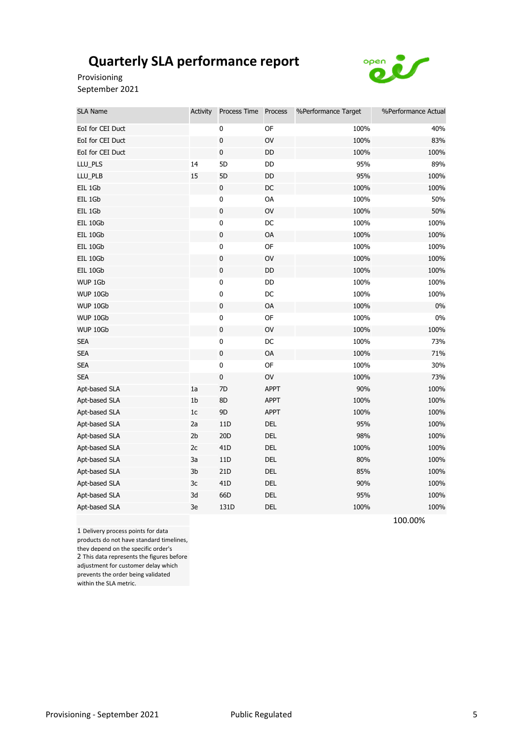# Quarterly SLA performance report

Provisioning
September 2021

| SLA Name | Activity | Process Time | Process | %Performance Target | %Performance Actual |
|---|---|---|---|---|---|
| EoI for CEI Duct | | 0 | OF | 100% | 40% |
| EoI for CEI Duct | | 0 | OV | 100% | 83% |
| EoI for CEI Duct | | 0 | DD | 100% | 100% |
| LLU_PLS | 14 | 5D | DD | 95% | 89% |
| LLU_PLB | 15 | 5D | DD | 95% | 100% |
| EIL 1Gb | | 0 | DC | 100% | 100% |
| EIL 1Gb | | 0 | OA | 100% | 50% |
| EIL 1Gb | | 0 | OV | 100% | 50% |
| EIL 10Gb | | 0 | DC | 100% | 100% |
| EIL 10Gb | | 0 | OA | 100% | 100% |
| EIL 10Gb | | 0 | OF | 100% | 100% |
| EIL 10Gb | | 0 | OV | 100% | 100% |
| EIL 10Gb | | 0 | DD | 100% | 100% |
| WUP 1Gb | | 0 | DD | 100% | 100% |
| WUP 10Gb | | 0 | DC | 100% | 100% |
| WUP 10Gb | | 0 | OA | 100% | 0% |
| WUP 10Gb | | 0 | OF | 100% | 0% |
| WUP 10Gb | | 0 | OV | 100% | 100% |
| SEA | | 0 | DC | 100% | 73% |
| SEA | | 0 | OA | 100% | 71% |
| SEA | | 0 | OF | 100% | 30% |
| SEA | | 0 | OV | 100% | 73% |
| Apt-based SLA | 1a | 7D | APPT | 90% | 100% |
| Apt-based SLA | 1b | 8D | APPT | 100% | 100% |
| Apt-based SLA | 1c | 9D | APPT | 100% | 100% |
| Apt-based SLA | 2a | 11D | DEL | 95% | 100% |
| Apt-based SLA | 2b | 20D | DEL | 98% | 100% |
| Apt-based SLA | 2c | 41D | DEL | 100% | 100% |
| Apt-based SLA | 3a | 11D | DEL | 80% | 100% |
| Apt-based SLA | 3b | 21D | DEL | 85% | 100% |
| Apt-based SLA | 3c | 41D | DEL | 90% | 100% |
| Apt-based SLA | 3d | 66D | DEL | 95% | 100% |
| Apt-based SLA | 3e | 131D | DEL | 100% | 100% |

100.00%

1 Delivery process points for data products do not have standard timelines, they depend on the specific order's
2 This data represents the figures before adjustment for customer delay which prevents the order being validated within the SLA metric.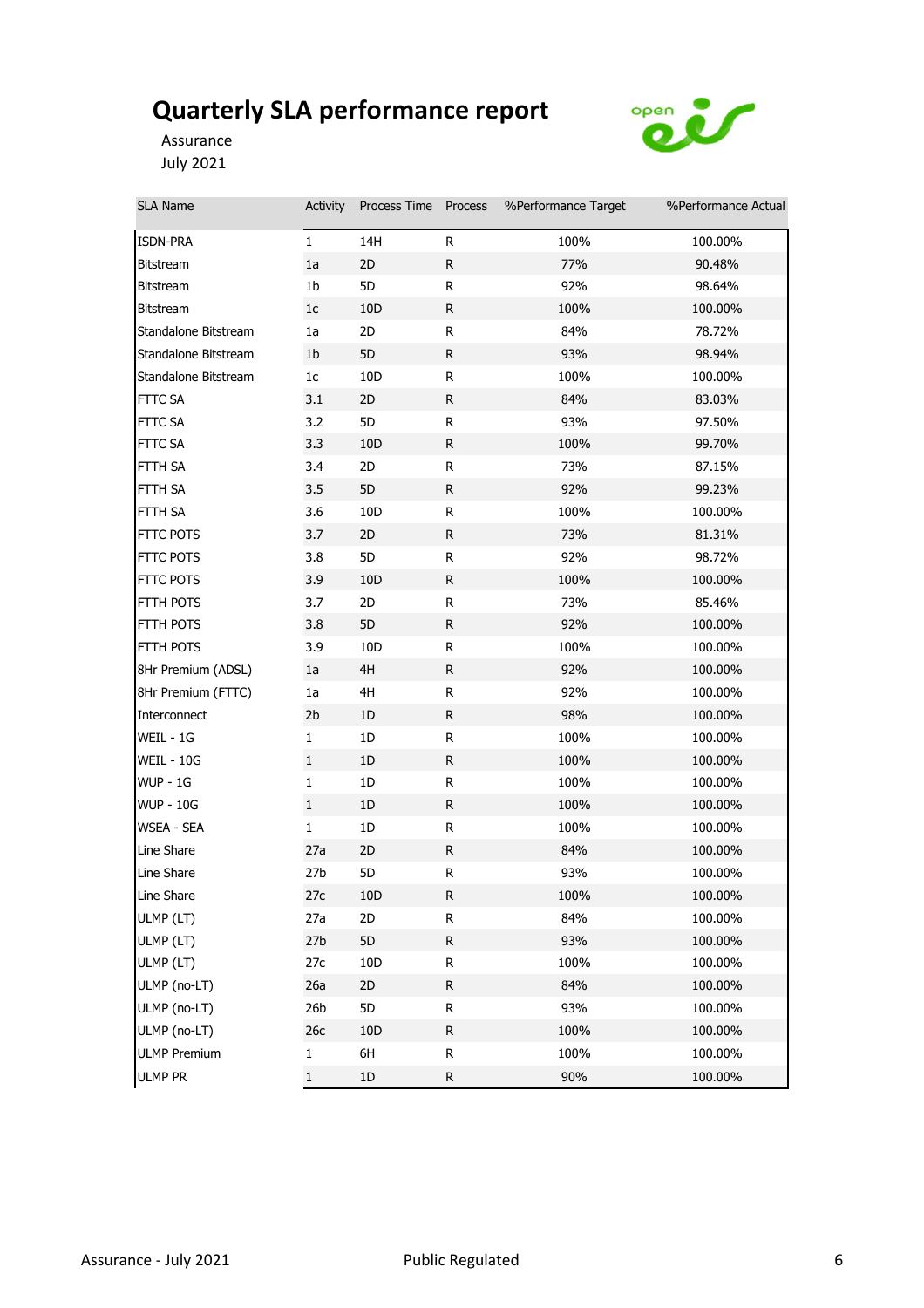# Quarterly SLA performance report

Assurance
July 2021

| SLA Name | Activity | Process Time | Process | %Performance Target | %Performance Actual |
|---|---|---|---|---|---|
| ISDN-PRA | 1 | 14H | R | 100% | 100.00% |
| Bitstream | 1a | 2D | R | 77% | 90.48% |
| Bitstream | 1b | 5D | R | 92% | 98.64% |
| Bitstream | 1c | 10D | R | 100% | 100.00% |
| Standalone Bitstream | 1a | 2D | R | 84% | 78.72% |
| Standalone Bitstream | 1b | 5D | R | 93% | 98.94% |
| Standalone Bitstream | 1c | 10D | R | 100% | 100.00% |
| FTTC SA | 3.1 | 2D | R | 84% | 83.03% |
| FTTC SA | 3.2 | 5D | R | 93% | 97.50% |
| FTTC SA | 3.3 | 10D | R | 100% | 99.70% |
| FTTH SA | 3.4 | 2D | R | 73% | 87.15% |
| FTTH SA | 3.5 | 5D | R | 92% | 99.23% |
| FTTH SA | 3.6 | 10D | R | 100% | 100.00% |
| FTTC POTS | 3.7 | 2D | R | 73% | 81.31% |
| FTTC POTS | 3.8 | 5D | R | 92% | 98.72% |
| FTTC POTS | 3.9 | 10D | R | 100% | 100.00% |
| FTTH POTS | 3.7 | 2D | R | 73% | 85.46% |
| FTTH POTS | 3.8 | 5D | R | 92% | 100.00% |
| FTTH POTS | 3.9 | 10D | R | 100% | 100.00% |
| 8Hr Premium (ADSL) | 1a | 4H | R | 92% | 100.00% |
| 8Hr Premium (FTTC) | 1a | 4H | R | 92% | 100.00% |
| Interconnect | 2b | 1D | R | 98% | 100.00% |
| WEIL - 1G | 1 | 1D | R | 100% | 100.00% |
| WEIL - 10G | 1 | 1D | R | 100% | 100.00% |
| WUP - 1G | 1 | 1D | R | 100% | 100.00% |
| WUP - 10G | 1 | 1D | R | 100% | 100.00% |
| WSEA - SEA | 1 | 1D | R | 100% | 100.00% |
| Line Share | 27a | 2D | R | 84% | 100.00% |
| Line Share | 27b | 5D | R | 93% | 100.00% |
| Line Share | 27c | 10D | R | 100% | 100.00% |
| ULMP (LT) | 27a | 2D | R | 84% | 100.00% |
| ULMP (LT) | 27b | 5D | R | 93% | 100.00% |
| ULMP (LT) | 27c | 10D | R | 100% | 100.00% |
| ULMP (no-LT) | 26a | 2D | R | 84% | 100.00% |
| ULMP (no-LT) | 26b | 5D | R | 93% | 100.00% |
| ULMP (no-LT) | 26c | 10D | R | 100% | 100.00% |
| ULMP Premium | 1 | 6H | R | 100% | 100.00% |
| ULMP PR | 1 | 1D | R | 90% | 100.00% |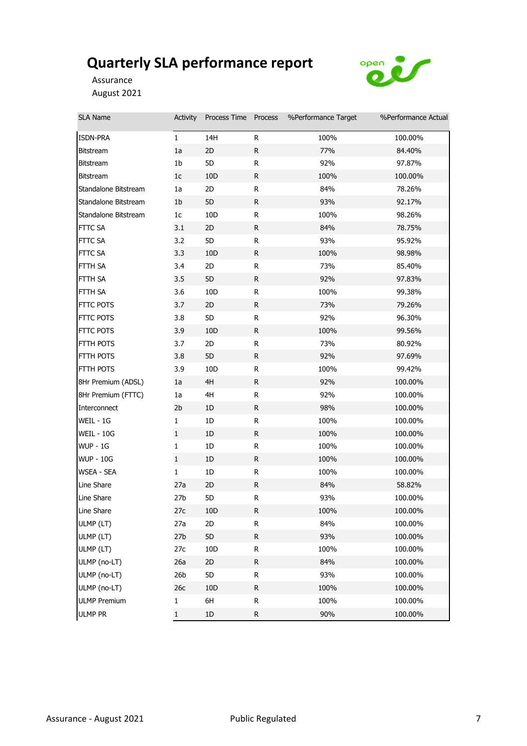# Quarterly SLA performance report

Assurance
August 2021

| SLA Name | Activity | Process Time | Process | %Performance Target | %Performance Actual |
|---|---|---|---|---|---|
| ISDN-PRA | 1 | 14H | R | 100% | 100.00% |
| Bitstream | 1a | 2D | R | 77% | 84.40% |
| Bitstream | 1b | 5D | R | 92% | 97.87% |
| Bitstream | 1c | 10D | R | 100% | 100.00% |
| Standalone Bitstream | 1a | 2D | R | 84% | 78.26% |
| Standalone Bitstream | 1b | 5D | R | 93% | 92.17% |
| Standalone Bitstream | 1c | 10D | R | 100% | 98.26% |
| FTTC SA | 3.1 | 2D | R | 84% | 78.75% |
| FTTC SA | 3.2 | 5D | R | 93% | 95.92% |
| FTTC SA | 3.3 | 10D | R | 100% | 98.98% |
| FTTH SA | 3.4 | 2D | R | 73% | 85.40% |
| FTTH SA | 3.5 | 5D | R | 92% | 97.83% |
| FTTH SA | 3.6 | 10D | R | 100% | 99.38% |
| FTTC POTS | 3.7 | 2D | R | 73% | 79.26% |
| FTTC POTS | 3.8 | 5D | R | 92% | 96.30% |
| FTTC POTS | 3.9 | 10D | R | 100% | 99.56% |
| FTTH POTS | 3.7 | 2D | R | 73% | 80.92% |
| FTTH POTS | 3.8 | 5D | R | 92% | 97.69% |
| FTTH POTS | 3.9 | 10D | R | 100% | 99.42% |
| 8Hr Premium (ADSL) | 1a | 4H | R | 92% | 100.00% |
| 8Hr Premium (FTTC) | 1a | 4H | R | 92% | 100.00% |
| Interconnect | 2b | 1D | R | 98% | 100.00% |
| WEIL - 1G | 1 | 1D | R | 100% | 100.00% |
| WEIL - 10G | 1 | 1D | R | 100% | 100.00% |
| WUP - 1G | 1 | 1D | R | 100% | 100.00% |
| WUP - 10G | 1 | 1D | R | 100% | 100.00% |
| WSEA - SEA | 1 | 1D | R | 100% | 100.00% |
| Line Share | 27a | 2D | R | 84% | 58.82% |
| Line Share | 27b | 5D | R | 93% | 100.00% |
| Line Share | 27c | 10D | R | 100% | 100.00% |
| ULMP (LT) | 27a | 2D | R | 84% | 100.00% |
| ULMP (LT) | 27b | 5D | R | 93% | 100.00% |
| ULMP (LT) | 27c | 10D | R | 100% | 100.00% |
| ULMP (no-LT) | 26a | 2D | R | 84% | 100.00% |
| ULMP (no-LT) | 26b | 5D | R | 93% | 100.00% |
| ULMP (no-LT) | 26c | 10D | R | 100% | 100.00% |
| ULMP Premium | 1 | 6H | R | 100% | 100.00% |
| ULMP PR | 1 | 1D | R | 90% | 100.00% |

Public Regulated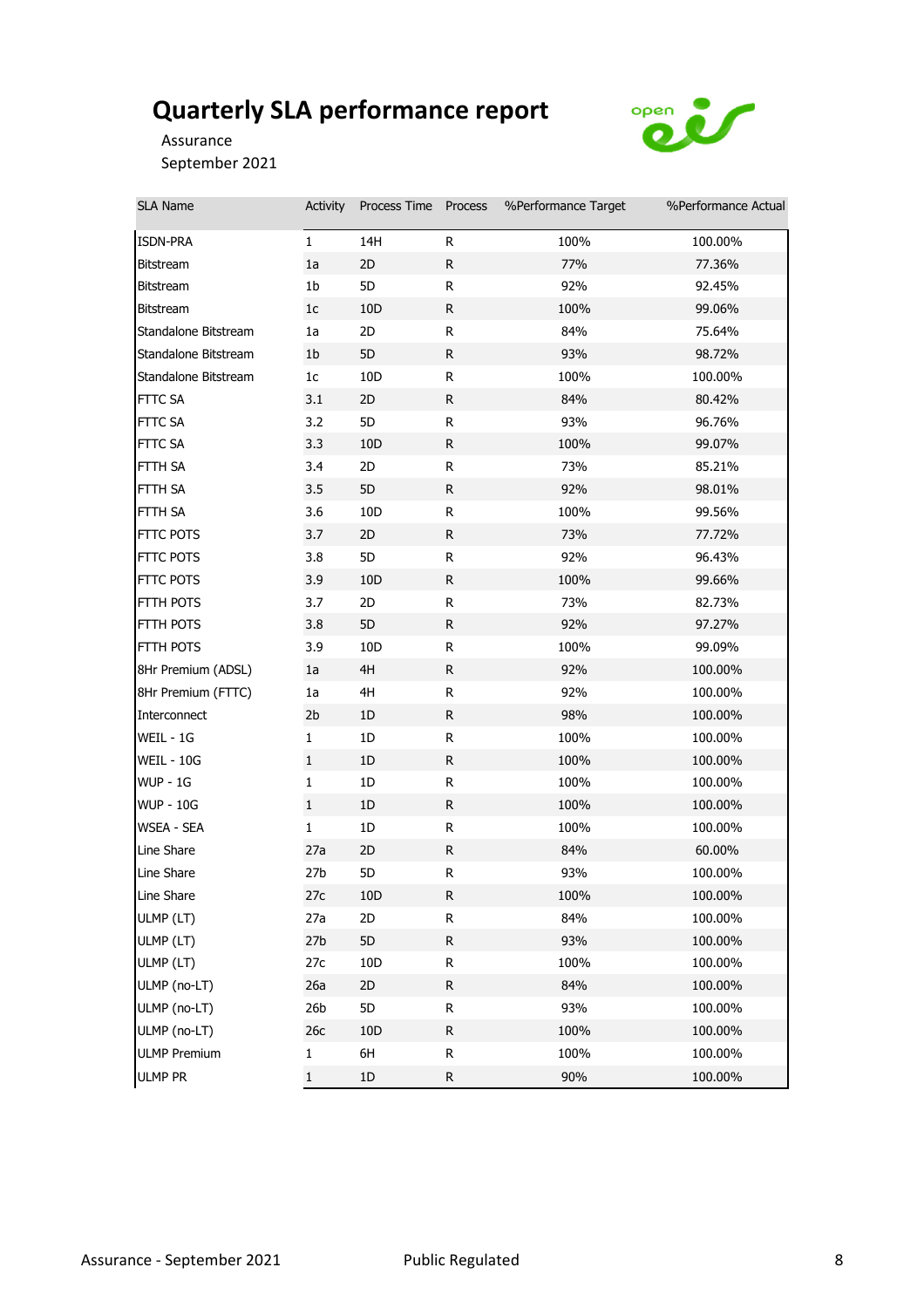# Quarterly SLA performance report

Assurance

September 2021

| SLA Name | Activity | Process Time | Process | %Performance Target | %Performance Actual |
|---|---|---|---|---|---|
| ISDN-PRA | 1 | 14H | R | 100% | 100.00% |
| Bitstream | 1a | 2D | R | 77% | 77.36% |
| Bitstream | 1b | 5D | R | 92% | 92.45% |
| Bitstream | 1c | 10D | R | 100% | 99.06% |
| Standalone Bitstream | 1a | 2D | R | 84% | 75.64% |
| Standalone Bitstream | 1b | 5D | R | 93% | 98.72% |
| Standalone Bitstream | 1c | 10D | R | 100% | 100.00% |
| FTTC SA | 3.1 | 2D | R | 84% | 80.42% |
| FTTC SA | 3.2 | 5D | R | 93% | 96.76% |
| FTTC SA | 3.3 | 10D | R | 100% | 99.07% |
| FTTH SA | 3.4 | 2D | R | 73% | 85.21% |
| FTTH SA | 3.5 | 5D | R | 92% | 98.01% |
| FTTH SA | 3.6 | 10D | R | 100% | 99.56% |
| FTTC POTS | 3.7 | 2D | R | 73% | 77.72% |
| FTTC POTS | 3.8 | 5D | R | 92% | 96.43% |
| FTTC POTS | 3.9 | 10D | R | 100% | 99.66% |
| FTTH POTS | 3.7 | 2D | R | 73% | 82.73% |
| FTTH POTS | 3.8 | 5D | R | 92% | 97.27% |
| FTTH POTS | 3.9 | 10D | R | 100% | 99.09% |
| 8Hr Premium (ADSL) | 1a | 4H | R | 92% | 100.00% |
| 8Hr Premium (FTTC) | 1a | 4H | R | 92% | 100.00% |
| Interconnect | 2b | 1D | R | 98% | 100.00% |
| WEIL - 1G | 1 | 1D | R | 100% | 100.00% |
| WEIL - 10G | 1 | 1D | R | 100% | 100.00% |
| WUP - 1G | 1 | 1D | R | 100% | 100.00% |
| WUP - 10G | 1 | 1D | R | 100% | 100.00% |
| WSEA - SEA | 1 | 1D | R | 100% | 100.00% |
| Line Share | 27a | 2D | R | 84% | 60.00% |
| Line Share | 27b | 5D | R | 93% | 100.00% |
| Line Share | 27c | 10D | R | 100% | 100.00% |
| ULMP (LT) | 27a | 2D | R | 84% | 100.00% |
| ULMP (LT) | 27b | 5D | R | 93% | 100.00% |
| ULMP (LT) | 27c | 10D | R | 100% | 100.00% |
| ULMP (no-LT) | 26a | 2D | R | 84% | 100.00% |
| ULMP (no-LT) | 26b | 5D | R | 93% | 100.00% |
| ULMP (no-LT) | 26c | 10D | R | 100% | 100.00% |
| ULMP Premium | 1 | 6H | R | 100% | 100.00% |
| ULMP PR | 1 | 1D | R | 90% | 100.00% |

Public Regulated